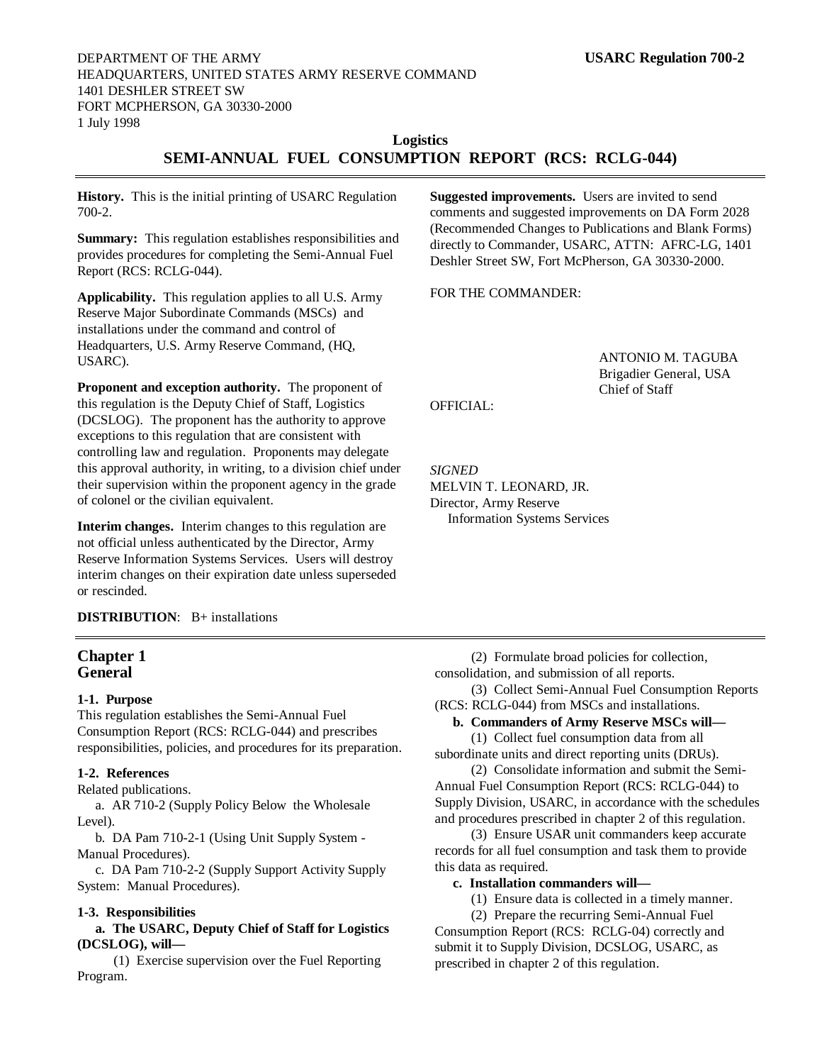DEPARTMENT OF THE ARMY
HEADQUARTERS, UNITED STATES ARMY RESERVE COMMAND
1401 DESHLER STREET SW
FORT MCPHERSON, GA 30330-2000
1 July 1998

**USARC Regulation 700-2**

**Logistics**

# SEMI-ANNUAL FUEL CONSUMPTION REPORT (RCS: RCLG-044)

**History.** This is the initial printing of USARC Regulation 700-2.

**Summary:** This regulation establishes responsibilities and provides procedures for completing the Semi-Annual Fuel Report (RCS: RCLG-044).

**Applicability.** This regulation applies to all U.S. Army Reserve Major Subordinate Commands (MSCs) and installations under the command and control of Headquarters, U.S. Army Reserve Command, (HQ, USARC).

**Proponent and exception authority.** The proponent of this regulation is the Deputy Chief of Staff, Logistics (DCSLOG). The proponent has the authority to approve exceptions to this regulation that are consistent with controlling law and regulation. Proponents may delegate this approval authority, in writing, to a division chief under their supervision within the proponent agency in the grade of colonel or the civilian equivalent.

**Interim changes.** Interim changes to this regulation are not official unless authenticated by the Director, Army Reserve Information Systems Services. Users will destroy interim changes on their expiration date unless superseded or rescinded.

**DISTRIBUTION**: B+ installations

**Suggested improvements.** Users are invited to send comments and suggested improvements on DA Form 2028 (Recommended Changes to Publications and Blank Forms) directly to Commander, USARC, ATTN: AFRC-LG, 1401 Deshler Street SW, Fort McPherson, GA 30330-2000.

FOR THE COMMANDER:

ANTONIO M. TAGUBA
Brigadier General, USA
Chief of Staff

OFFICIAL:

*SIGNED*
MELVIN T. LEONARD, JR.
Director, Army Reserve
Information Systems Services

## Chapter 1
## General

### 1-1. Purpose

This regulation establishes the Semi-Annual Fuel Consumption Report (RCS: RCLG-044) and prescribes responsibilities, policies, and procedures for its preparation.

### 1-2. References

Related publications.

a. AR 710-2 (Supply Policy Below the Wholesale Level).

b. DA Pam 710-2-1 (Using Unit Supply System - Manual Procedures).

c. DA Pam 710-2-2 (Supply Support Activity Supply System: Manual Procedures).

### 1-3. Responsibilities

**a. The USARC, Deputy Chief of Staff for Logistics (DCSLOG), will—**

(1) Exercise supervision over the Fuel Reporting Program.

(2) Formulate broad policies for collection, consolidation, and submission of all reports.

(3) Collect Semi-Annual Fuel Consumption Reports (RCS: RCLG-044) from MSCs and installations.

**b. Commanders of Army Reserve MSCs will—**

(1) Collect fuel consumption data from all subordinate units and direct reporting units (DRUs).

(2) Consolidate information and submit the Semi-Annual Fuel Consumption Report (RCS: RCLG-044) to Supply Division, USARC, in accordance with the schedules and procedures prescribed in chapter 2 of this regulation.

(3) Ensure USAR unit commanders keep accurate records for all fuel consumption and task them to provide this data as required.

**c. Installation commanders will—**

(1) Ensure data is collected in a timely manner.

(2) Prepare the recurring Semi-Annual Fuel Consumption Report (RCS: RCLG-04) correctly and submit it to Supply Division, DCSLOG, USARC, as prescribed in chapter 2 of this regulation.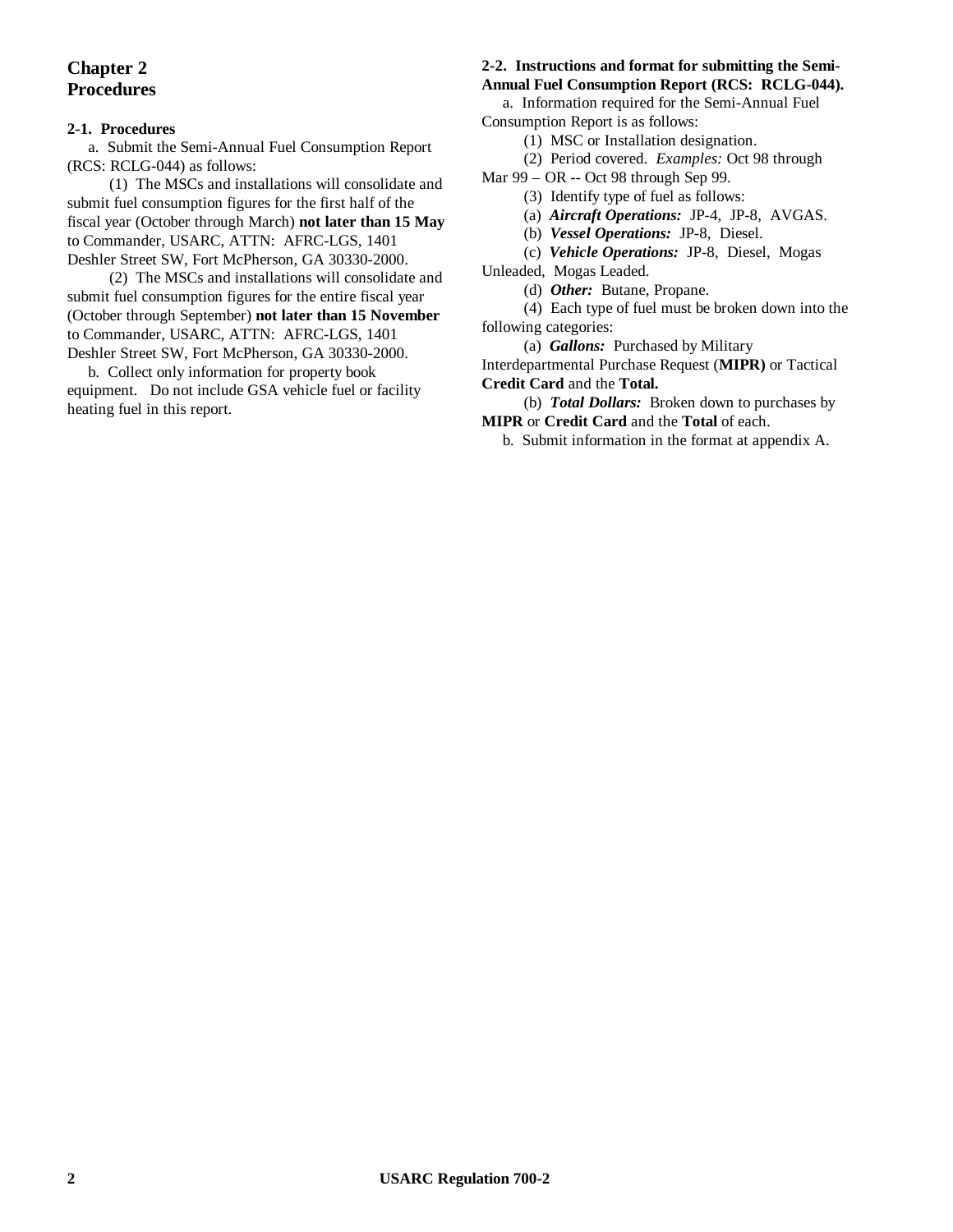# Chapter 2
# Procedures

### 2-1. Procedures

a. Submit the Semi-Annual Fuel Consumption Report (RCS: RCLG-044) as follows:

(1) The MSCs and installations will consolidate and submit fuel consumption figures for the first half of the fiscal year (October through March) **not later than 15 May** to Commander, USARC, ATTN: AFRC-LGS, 1401 Deshler Street SW, Fort McPherson, GA 30330-2000.

(2) The MSCs and installations will consolidate and submit fuel consumption figures for the entire fiscal year (October through September) **not later than 15 November** to Commander, USARC, ATTN: AFRC-LGS, 1401 Deshler Street SW, Fort McPherson, GA 30330-2000.

b. Collect only information for property book equipment. Do not include GSA vehicle fuel or facility heating fuel in this report.

### 2-2. Instructions and format for submitting the Semi-Annual Fuel Consumption Report (RCS: RCLG-044).

a. Information required for the Semi-Annual Fuel Consumption Report is as follows:

(1) MSC or Installation designation.

(2) Period covered. *Examples:* Oct 98 through Mar 99 – OR -- Oct 98 through Sep 99.

(3) Identify type of fuel as follows:

(a) ***Aircraft Operations:*** JP-4, JP-8, AVGAS.

(b) ***Vessel Operations:*** JP-8, Diesel.

(c) ***Vehicle Operations:*** JP-8, Diesel, Mogas Unleaded, Mogas Leaded.

(d) ***Other:*** Butane, Propane.

(4) Each type of fuel must be broken down into the following categories:

(a) ***Gallons:*** Purchased by Military Interdepartmental Purchase Request (**MIPR)** or Tactical **Credit Card** and the **Total.**

(b) ***Total Dollars:*** Broken down to purchases by **MIPR** or **Credit Card** and the **Total** of each.

b. Submit information in the format at appendix A.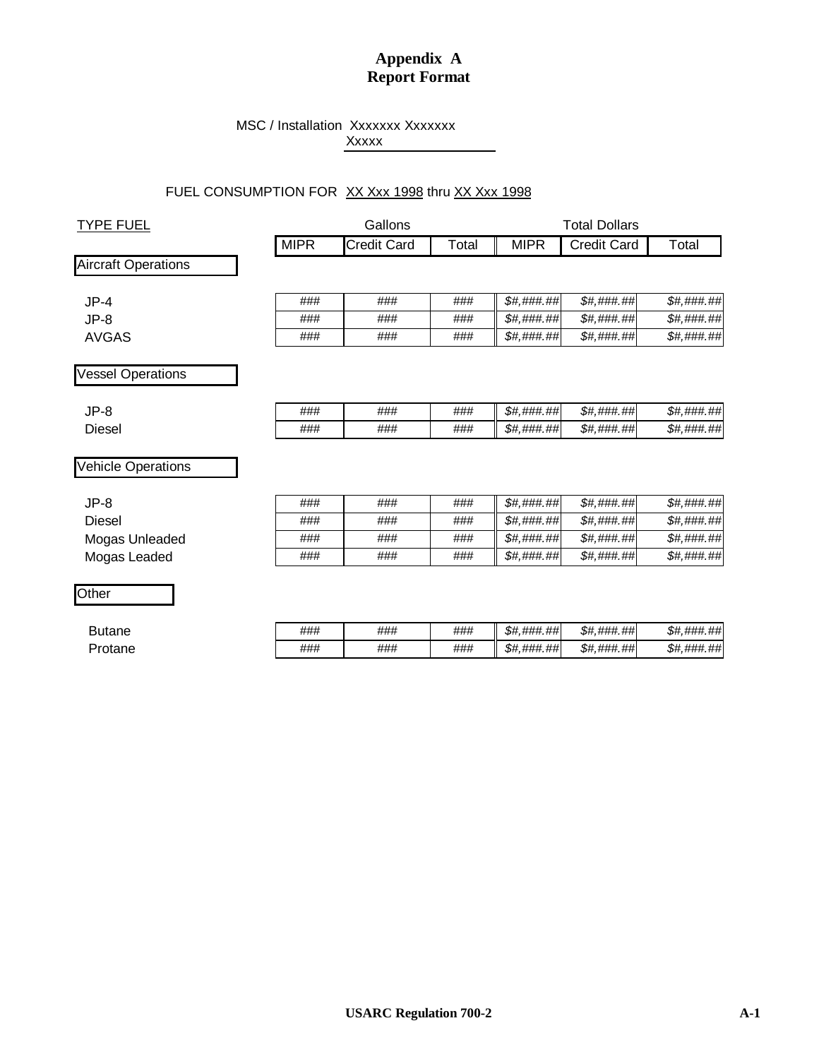# Appendix A
# Report Format

MSC / Installation Xxxxxxx Xxxxxxx
Xxxxx

FUEL CONSUMPTION FOR XX Xxx 1998 thru XX Xxx 1998

| TYPE FUEL | Gallons | | | Total Dollars | | |
|---|---|---|---|---|---|---|
| | MIPR | Credit Card | Total | MIPR | Credit Card | Total |
| **Aircraft Operations** | | | | | | |
| JP-4 | ### | ### | ### | $#,###.## | $#,###.## | $#,###.## |
| JP-8 | ### | ### | ### | $#,###.## | $#,###.## | $#,###.## |
| AVGAS | ### | ### | ### | $#,###.## | $#,###.## | $#,###.## |
| **Vessel Operations** | | | | | | |
| JP-8 | ### | ### | ### | $#,###.## | $#,###.## | $#,###.## |
| Diesel | ### | ### | ### | $#,###.## | $#,###.## | $#,###.## |
| **Vehicle Operations** | | | | | | |
| JP-8 | ### | ### | ### | $#,###.## | $#,###.## | $#,###.## |
| Diesel | ### | ### | ### | $#,###.## | $#,###.## | $#,###.## |
| Mogas Unleaded | ### | ### | ### | $#,###.## | $#,###.## | $#,###.## |
| Mogas Leaded | ### | ### | ### | $#,###.## | $#,###.## | $#,###.## |
| **Other** | | | | | | |
| Butane | ### | ### | ### | $#,###.## | $#,###.## | $#,###.## |
| Protane | ### | ### | ### | $#,###.## | $#,###.## | $#,###.## |